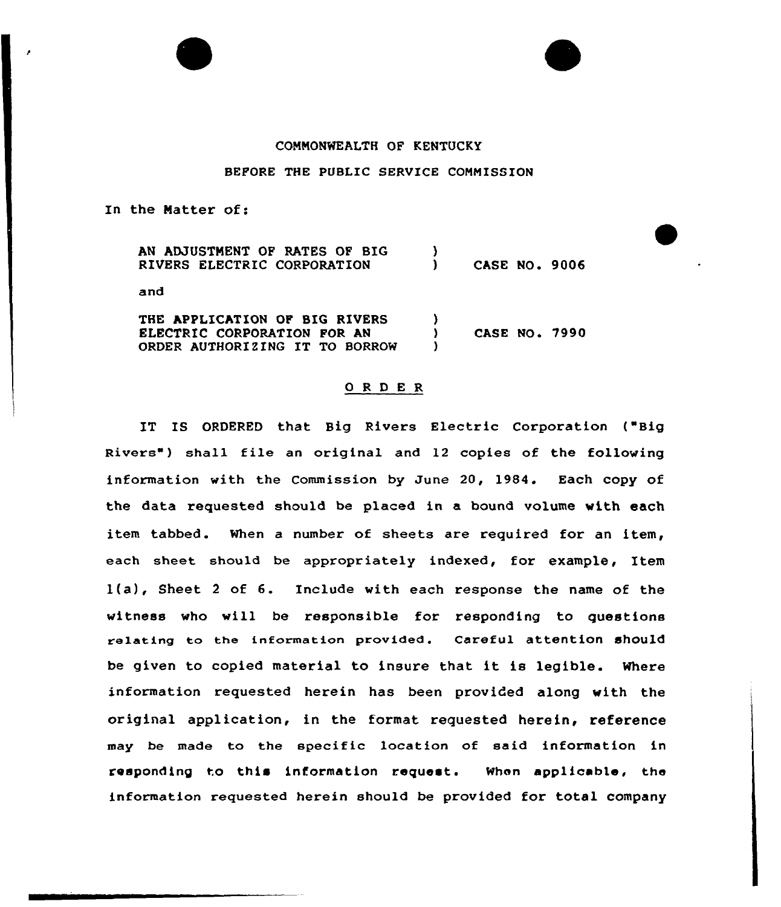COMMONWEALTH OF KENTUCKY

BEFORE THE PUBLIC SERVICE COMMISSION

In the Matter of:

| | | |
|---|---|---|
| AN ADJUSTMENT OF RATES OF BIG RIVERS ELECTRIC CORPORATION | ) ) | CASE NO. 9006 |
| and | | |
| THE APPLICATION OF BIG RIVERS ELECTRIC CORPORATION FOR AN ORDER AUTHORIZING IT TO BORROW | ) ) ) | CASE NO. 7990 |

## O R D E R

IT IS ORDERED that Big Rivers Electric Corporation ("Big Rivers") shall file an original and 12 copies of the following information with the Commission by June 20, 1984. Each copy of the data requested should be placed in a bound volume with each item tabbed. When a number of sheets are required for an item, each sheet should be appropriately indexed, for example, Item 1(a), Sheet 2 of 6. Include with each response the name of the witness who will be responsible for responding to questions relating to the information provided. Careful attention should be given to copied material to insure that it is legible. Where information requested herein has been provided along with the original application, in the format requested herein, reference may be made to the specific location of said information in responding to this information request. When applicable, the information requested herein should be provided for total company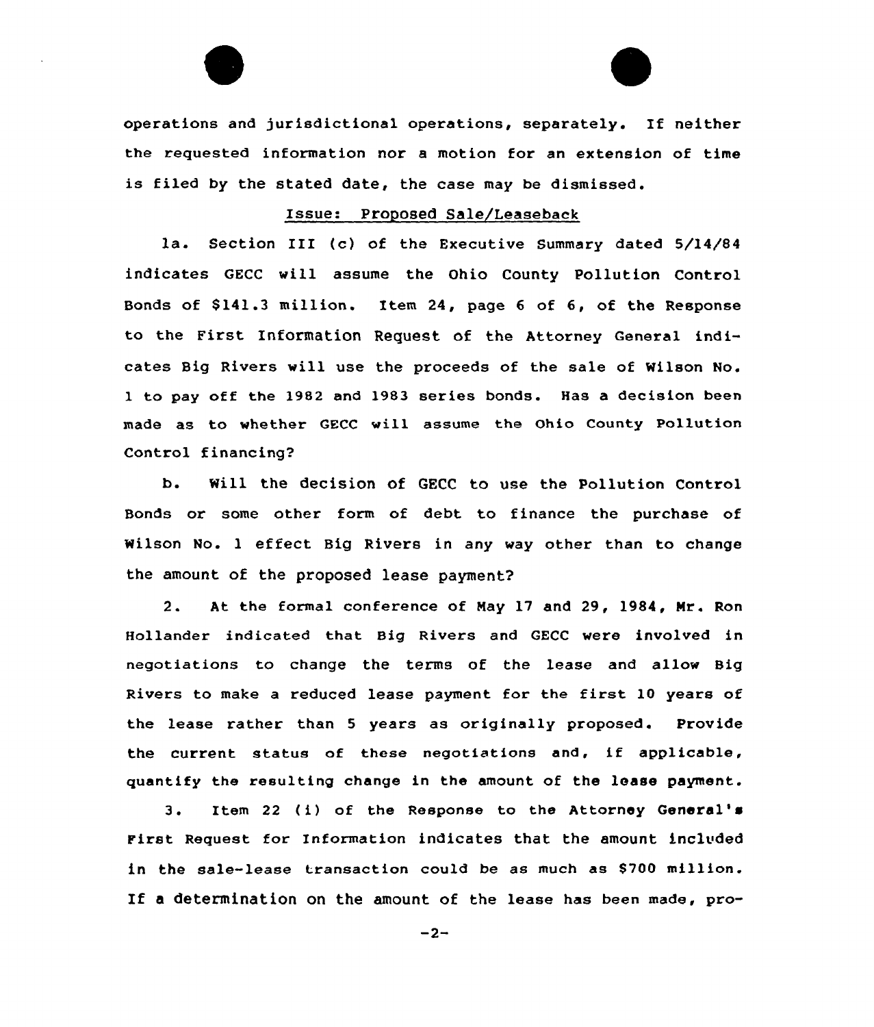operations and jurisdictional operations, separately. If neither the requested information nor a motion for an extension of time is filed by the stated date, the case may be dismissed.

Issue: Proposed Sale/Leaseback

1a. Section III (c) of the Executive Summary dated 5/14/84 indicates GECC will assume the Ohio County Pollution Control Bonds of $141.3 million. Item 24, page 6 of 6, of the Response to the First Information Request of the Attorney General indicates Big Rivers will use the proceeds of the sale of Wilson No. 1 to pay off the 1982 and 1983 series bonds. Has a decision been made as to whether GECC will assume the Ohio County Pollution Control financing?

b. Will the decision of GECC to use the Pollution Control Bonds or some other form of debt to finance the purchase of Wilson No. 1 effect Big Rivers in any way other than to change the amount of the proposed lease payment?

2. At the formal conference of May 17 and 29, 1984, Mr. Ron Hollander indicated that Big Rivers and GECC were involved in negotiations to change the terms of the lease and allow Big Rivers to make a reduced lease payment for the first 10 years of the lease rather than 5 years as originally proposed. Provide the current status of these negotiations and, if applicable, quantify the resulting change in the amount of the lease payment.

3. Item 22 (i) of the Response to the Attorney General's First Request for Information indicates that the amount included in the sale-lease transaction could be as much as $700 million. If a determination on the amount of the lease has been made, pro-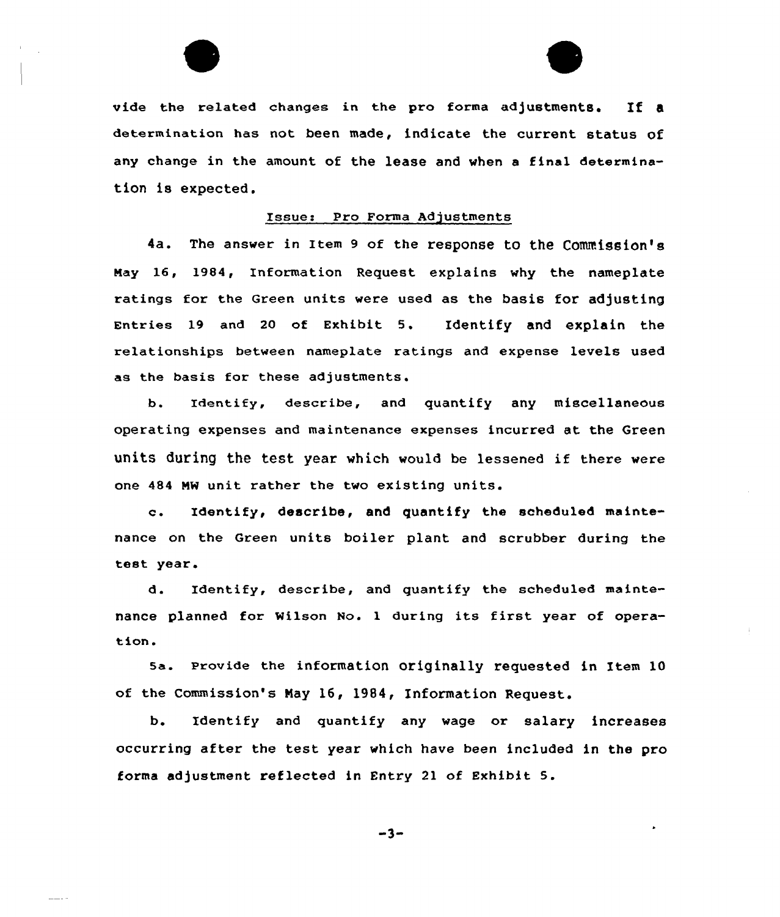vide the related changes in the pro forma adjustments. If a determination has not been made, indicate the current status of any change in the amount of the lease and when a final determination is expected.

Issue: Pro Forma Adjustments

4a. The answer in Item 9 of the response to the Commission's May 16, 1984, Information Request explains why the nameplate ratings for the Green units were used as the basis for adjusting Entries 19 and 20 of Exhibit 5. Identify and explain the relationships between nameplate ratings and expense levels used as the basis for these adjustments.

b. Identify, describe, and quantify any miscellaneous operating expenses and maintenance expenses incurred at the Green units during the test year which would be lessened if there were one 484 MW unit rather the two existing units.

c. Identify, describe, and quantify the scheduled maintenance on the Green units boiler plant and scrubber during the test year.

d. Identify, describe, and quantify the scheduled maintenance planned for Wilson No. 1 during its first year of operation.

5a. Provide the information originally requested in Item 10 of the Commission's May 16, 1984, Information Request.

b. Identify and quantify any wage or salary increases occurring after the test year which have been included in the pro forma adjustment reflected in Entry 21 of Exhibit 5.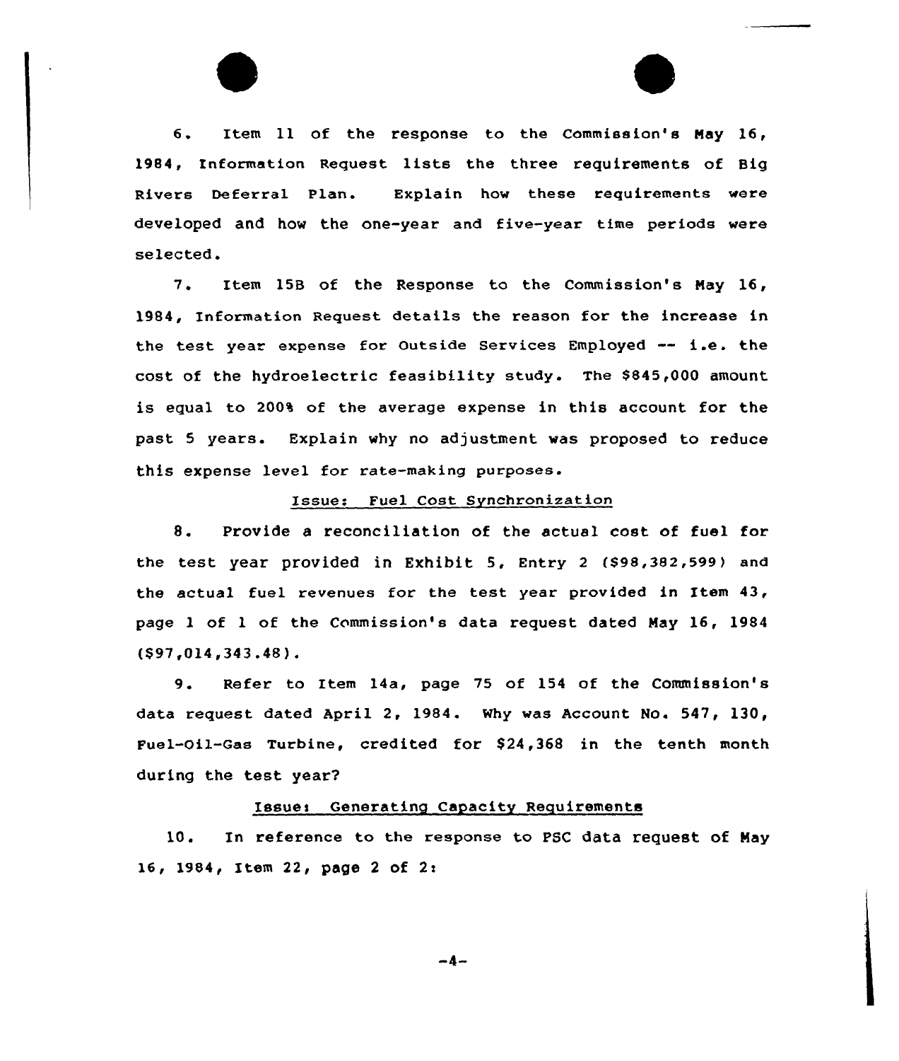6. Item 11 of the response to the Commission's May 16, 1984, Information Request lists the three requirements of Big Rivers Deferral Plan. Explain how these requirements were developed and how the one-year and five-year time periods were selected.

7. Item 15B of the Response to the Commission's May 16, 1984, Information Request details the reason for the increase in the test year expense for Outside Services Employed -- i.e. the cost of the hydroelectric feasibility study. The $845,000 amount is equal to 200% of the average expense in this account for the past 5 years. Explain why no adjustment was proposed to reduce this expense level for rate-making purposes.

Issue: Fuel Cost Synchronization

8. Provide a reconciliation of the actual cost of fuel for the test year provided in Exhibit 5, Entry 2 ($98,382,599) and the actual fuel revenues for the test year provided in Item 43, page 1 of 1 of the Commission's data request dated May 16, 1984 ($97,014,343.48).

9. Refer to Item 14a, page 75 of 154 of the Commission's data request dated April 2, 1984. Why was Account No. 547, 130, Fuel-Oil-Gas Turbine, credited for $24,368 in the tenth month during the test year?

Issue: Generating Capacity Requirements

10. In reference to the response to PSC data request of May 16, 1984, Item 22, page 2 of 2: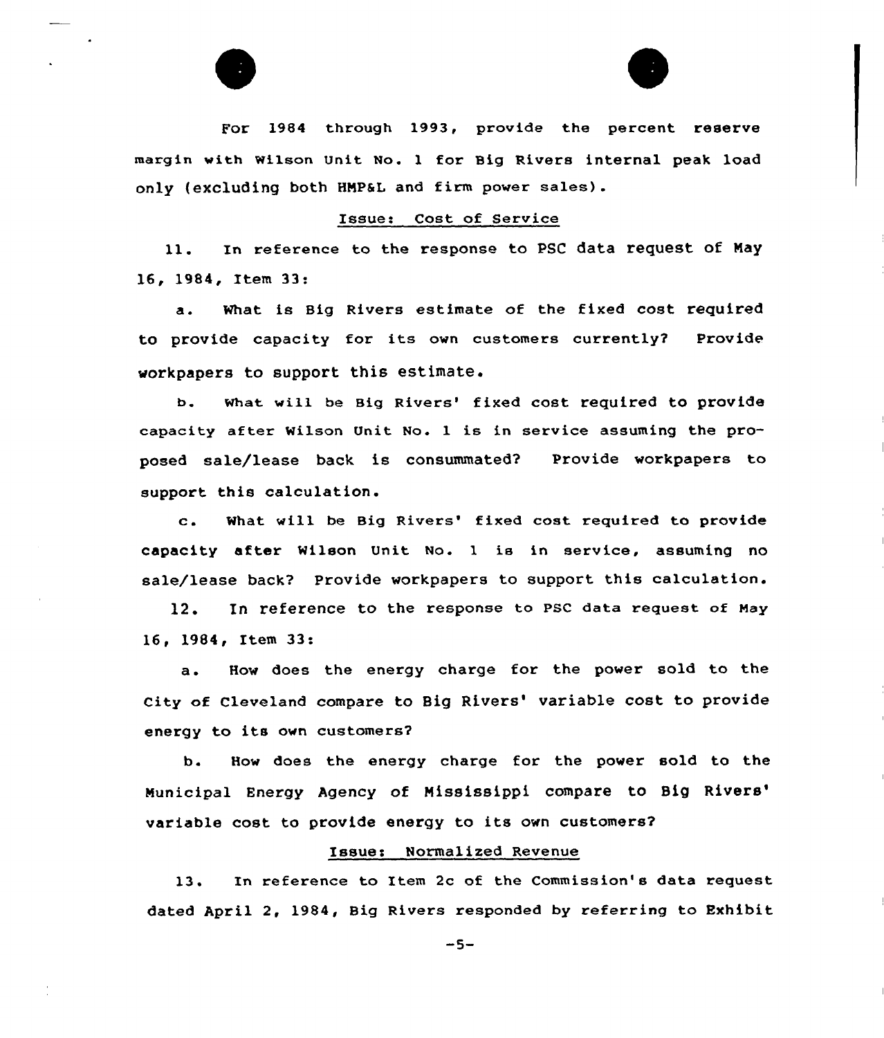For 1984 through 1993, provide the percent reserve margin with Wilson Unit No. 1 for Big Rivers internal peak load only (excluding both HMP&L and firm power sales).

Issue: Cost of Service

11. In reference to the response to PSC data request of May 16, 1984, Item 33:

a. What is Big Rivers estimate of the fixed cost required to provide capacity for its own customers currently? Provide workpapers to support this estimate.

b. What will be Big Rivers' fixed cost required to provide capacity after Wilson Unit No. 1 is in service assuming the proposed sale/lease back is consummated? Provide workpapers to support this calculation.

c. What will be Big Rivers' fixed cost required to provide capacity after Wilson Unit No. 1 is in service, assuming no sale/lease back? Provide workpapers to support this calculation.

12. In reference to the response to PSC data request of May 16, 1984, Item 33:

a. How does the energy charge for the power sold to the City of Cleveland compare to Big Rivers' variable cost to provide energy to its own customers?

b. How does the energy charge for the power sold to the Municipal Energy Agency of Mississippi compare to Big Rivers' variable cost to provide energy to its own customers?

Issue: Normalized Revenue

13. In reference to Item 2c of the Commission's data request dated April 2, 1984, Big Rivers responded by referring to Exhibit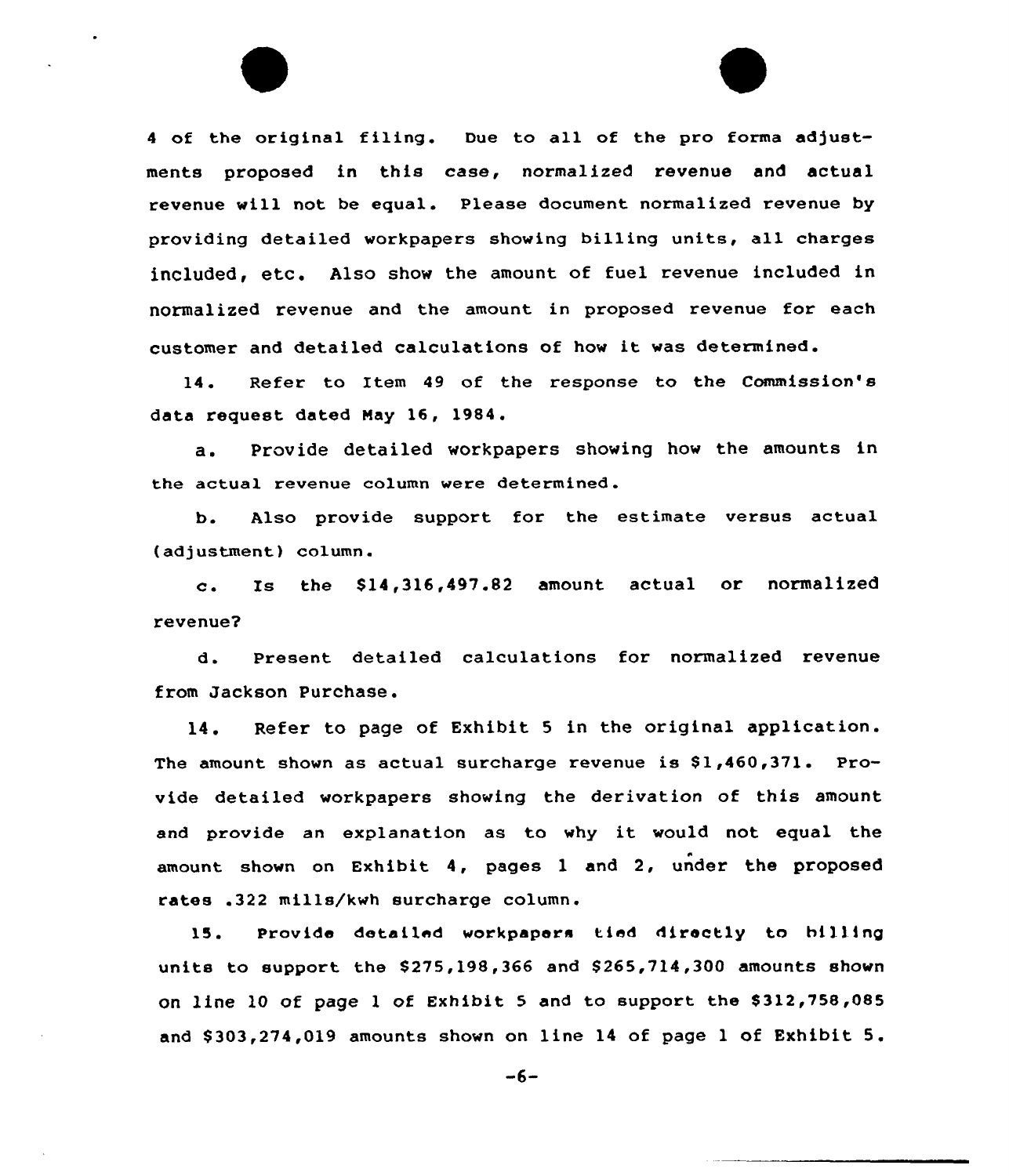4 of the original filing. Due to all of the pro forma adjustments proposed in this case, normalized revenue and actual revenue will not be equal. Please document normalized revenue by providing detailed workpapers showing billing units, all charges included, etc. Also show the amount of fuel revenue included in normalized revenue and the amount in proposed revenue for each customer and detailed calculations of how it was determined.

14. Refer to Item 49 of the response to the Commission's data request dated May 16, 1984.

a. Provide detailed workpapers showing how the amounts in the actual revenue column were determined.

b. Also provide support for the estimate versus actual (adjustment) column.

c. Is the $14,316,497.82 amount actual or normalized revenue?

d. Present detailed calculations for normalized revenue from Jackson Purchase.

14. Refer to page of Exhibit 5 in the original application. The amount shown as actual surcharge revenue is $1,460,371. Provide detailed workpapers showing the derivation of this amount and provide an explanation as to why it would not equal the amount shown on Exhibit 4, pages 1 and 2, under the proposed rates .322 mills/kwh surcharge column.

15. Provide detailed workpapers tied directly to billing units to support the $275,198,366 and $265,714,300 amounts shown on line 10 of page 1 of Exhibit 5 and to support the $312,758,085 and $303,274,019 amounts shown on line 14 of page 1 of Exhibit 5.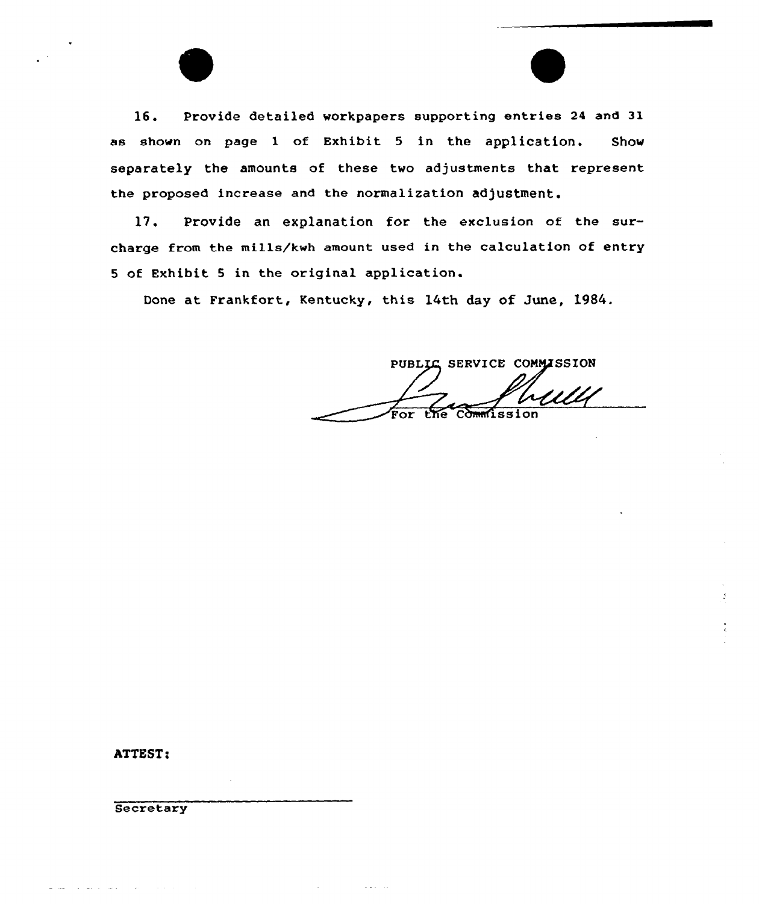16. Provide detailed workpapers supporting entries 24 and 31 as shown on page 1 of Exhibit 5 in the application. Show separately the amounts of these two adjustments that represent the proposed increase and the normalization adjustment.

17. Provide an explanation for the exclusion of the surcharge from the mills/kwh amount used in the calculation of entry 5 of Exhibit 5 in the original application.

Done at Frankfort, Kentucky, this 14th day of June, 1984.

PUBLIC SERVICE COMMISSION

For the Commission

ATTEST:

Secretary